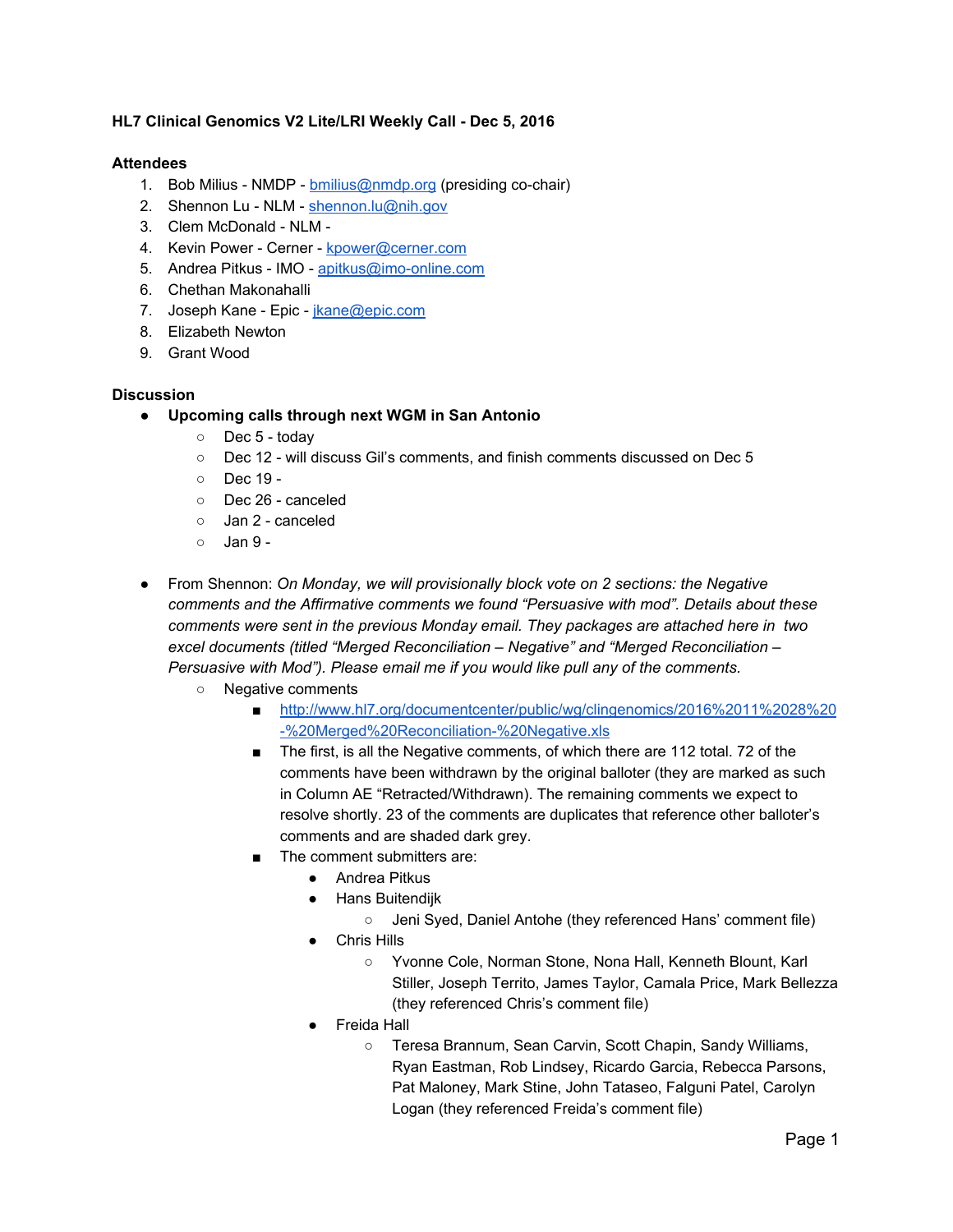### HL7 Clinical Genomics V2 Lite/LRI Weekly Call - Dec 5, 2016

**Attendees**

1. Bob Milius - NMDP - bmilius@nmdp.org (presiding co-chair)
2. Shennon Lu - NLM - shennon.lu@nih.gov
3. Clem McDonald - NLM -
4. Kevin Power - Cerner - kpower@cerner.com
5. Andrea Pitkus - IMO - apitkus@imo-online.com
6. Chethan Makonahalli
7. Joseph Kane - Epic - jkane@epic.com
8. Elizabeth Newton
9. Grant Wood

**Discussion**

- **Upcoming calls through next WGM in San Antonio**
  - Dec 5 - today
  - Dec 12 - will discuss Gil's comments, and finish comments discussed on Dec 5
  - Dec 19 -
  - Dec 26 - canceled
  - Jan 2 - canceled
  - Jan 9 -

- From Shennon: *On Monday, we will provisionally block vote on 2 sections: the Negative comments and the Affirmative comments we found "Persuasive with mod". Details about these comments were sent in the previous Monday email. They packages are attached here in two excel documents (titled "Merged Reconciliation – Negative" and "Merged Reconciliation – Persuasive with Mod"). Please email me if you would like pull any of the comments.*
  - Negative comments
    - [http://www.hl7.org/documentcenter/public/wg/clingenomics/2016%2011%2028%20-%20Merged%20Reconciliation-%20Negative.xls](http://www.hl7.org/documentcenter/public/wg/clingenomics/2016%2011%2028%20-%20Merged%20Reconciliation-%20Negative.xls)
    - The first, is all the Negative comments, of which there are 112 total. 72 of the comments have been withdrawn by the original balloter (they are marked as such in Column AE "Retracted/Withdrawn). The remaining comments we expect to resolve shortly. 23 of the comments are duplicates that reference other balloter's comments and are shaded dark grey.
    - The comment submitters are:
      - Andrea Pitkus
      - Hans Buitendijk
        - Jeni Syed, Daniel Antohe (they referenced Hans' comment file)
      - Chris Hills
        - Yvonne Cole, Norman Stone, Nona Hall, Kenneth Blount, Karl Stiller, Joseph Territo, James Taylor, Camala Price, Mark Bellezza (they referenced Chris's comment file)
      - Freida Hall
        - Teresa Brannum, Sean Carvin, Scott Chapin, Sandy Williams, Ryan Eastman, Rob Lindsey, Ricardo Garcia, Rebecca Parsons, Pat Maloney, Mark Stine, John Tataseo, Falguni Patel, Carolyn Logan (they referenced Freida's comment file)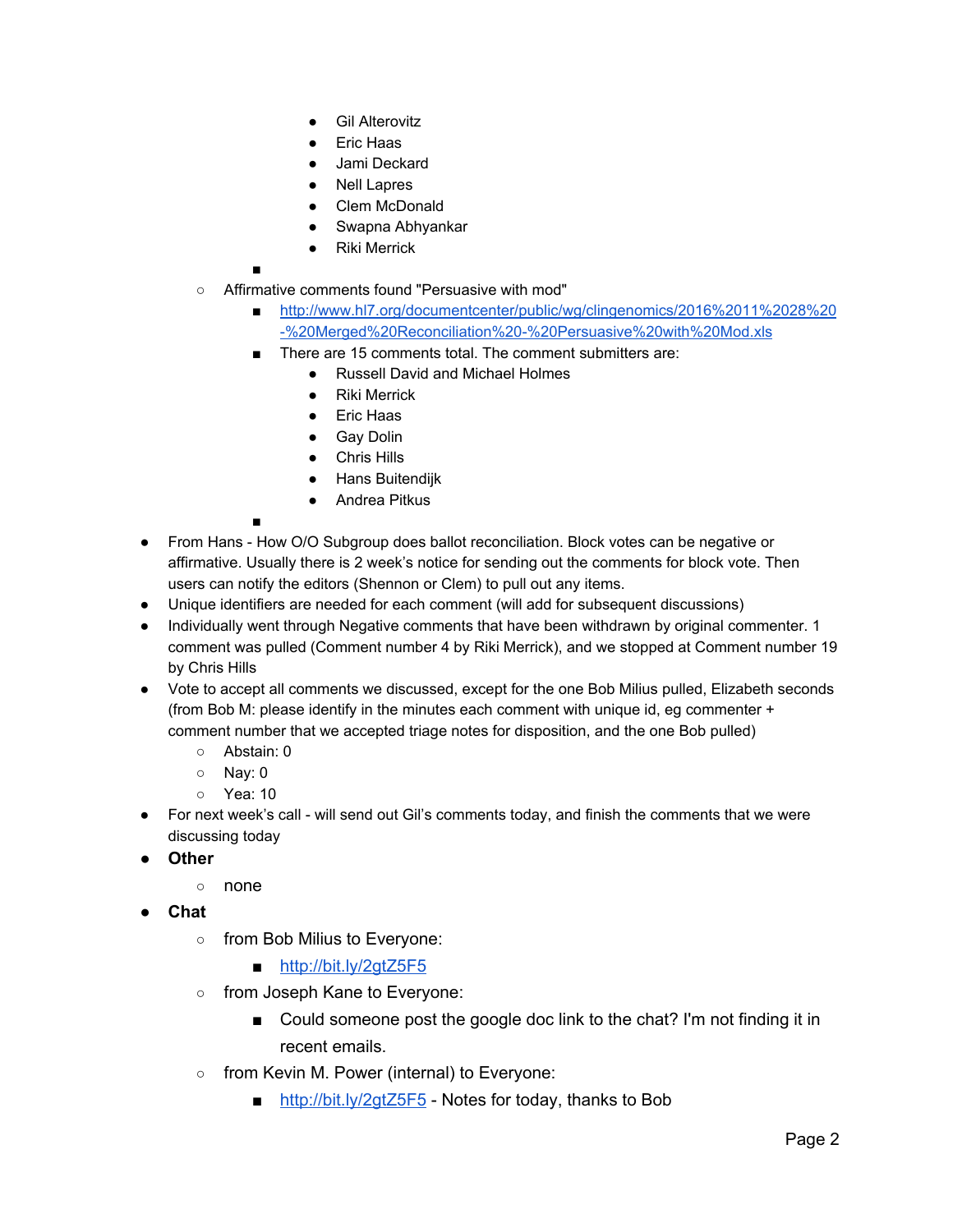- Gil Alterovitz
        - Eric Haas
        - Jami Deckard
        - Nell Lapres
        - Clem McDonald
        - Swapna Abhyankar
        - Riki Merrick
      - 
  - Affirmative comments found "Persuasive with mod"
      - [http://www.hl7.org/documentcenter/public/wg/clingenomics/2016%2011%2028%20-%20Merged%20Reconciliation%20-%20Persuasive%20with%20Mod.xls](http://www.hl7.org/documentcenter/public/wg/clingenomics/2016%2011%2028%20-%20Merged%20Reconciliation%20-%20Persuasive%20with%20Mod.xls)
      - There are 15 comments total. The comment submitters are:
        - Russell David and Michael Holmes
        - Riki Merrick
        - Eric Haas
        - Gay Dolin
        - Chris Hills
        - Hans Buitendijk
        - Andrea Pitkus
      - 
- From Hans - How O/O Subgroup does ballot reconciliation. Block votes can be negative or affirmative. Usually there is 2 week's notice for sending out the comments for block vote. Then users can notify the editors (Shennon or Clem) to pull out any items.
- Unique identifiers are needed for each comment (will add for subsequent discussions)
- Individually went through Negative comments that have been withdrawn by original commenter. 1 comment was pulled (Comment number 4 by Riki Merrick), and we stopped at Comment number 19 by Chris Hills
- Vote to accept all comments we discussed, except for the one Bob Milius pulled, Elizabeth seconds (from Bob M: please identify in the minutes each comment with unique id, eg commenter + comment number that we accepted triage notes for disposition, and the one Bob pulled)
  - Abstain: 0
  - Nay: 0
  - Yea: 10
- For next week's call - will send out Gil's comments today, and finish the comments that we were discussing today
- **Other**
  - none
- **Chat**
  - from Bob Milius to Everyone:
    - [http://bit.ly/2gtZ5F5](http://bit.ly/2gtZ5F5)
  - from Joseph Kane to Everyone:
    - Could someone post the google doc link to the chat? I'm not finding it in recent emails.
  - from Kevin M. Power (internal) to Everyone:
    - [http://bit.ly/2gtZ5F5](http://bit.ly/2gtZ5F5) - Notes for today, thanks to Bob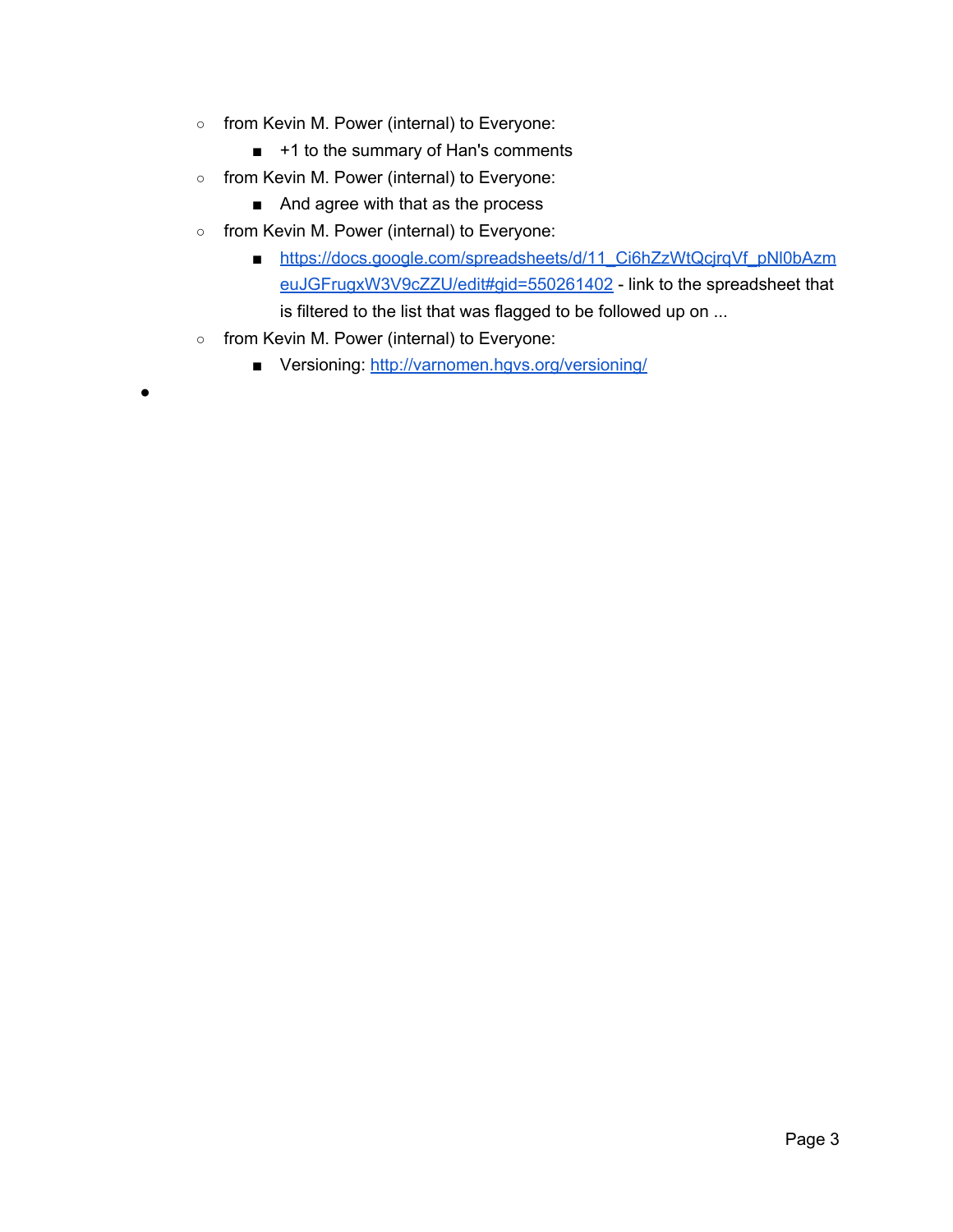- from Kevin M. Power (internal) to Everyone:
  - +1 to the summary of Han's comments
- from Kevin M. Power (internal) to Everyone:
  - And agree with that as the process
- from Kevin M. Power (internal) to Everyone:
  - https://docs.google.com/spreadsheets/d/11_Ci6hZzWtQcjrqVf_pNl0bAzmeuJGFrugxW3V9cZZU/edit#gid=550261402 - link to the spreadsheet that is filtered to the list that was flagged to be followed up on ...
- from Kevin M. Power (internal) to Everyone:
  - Versioning: http://varnomen.hgvs.org/versioning/